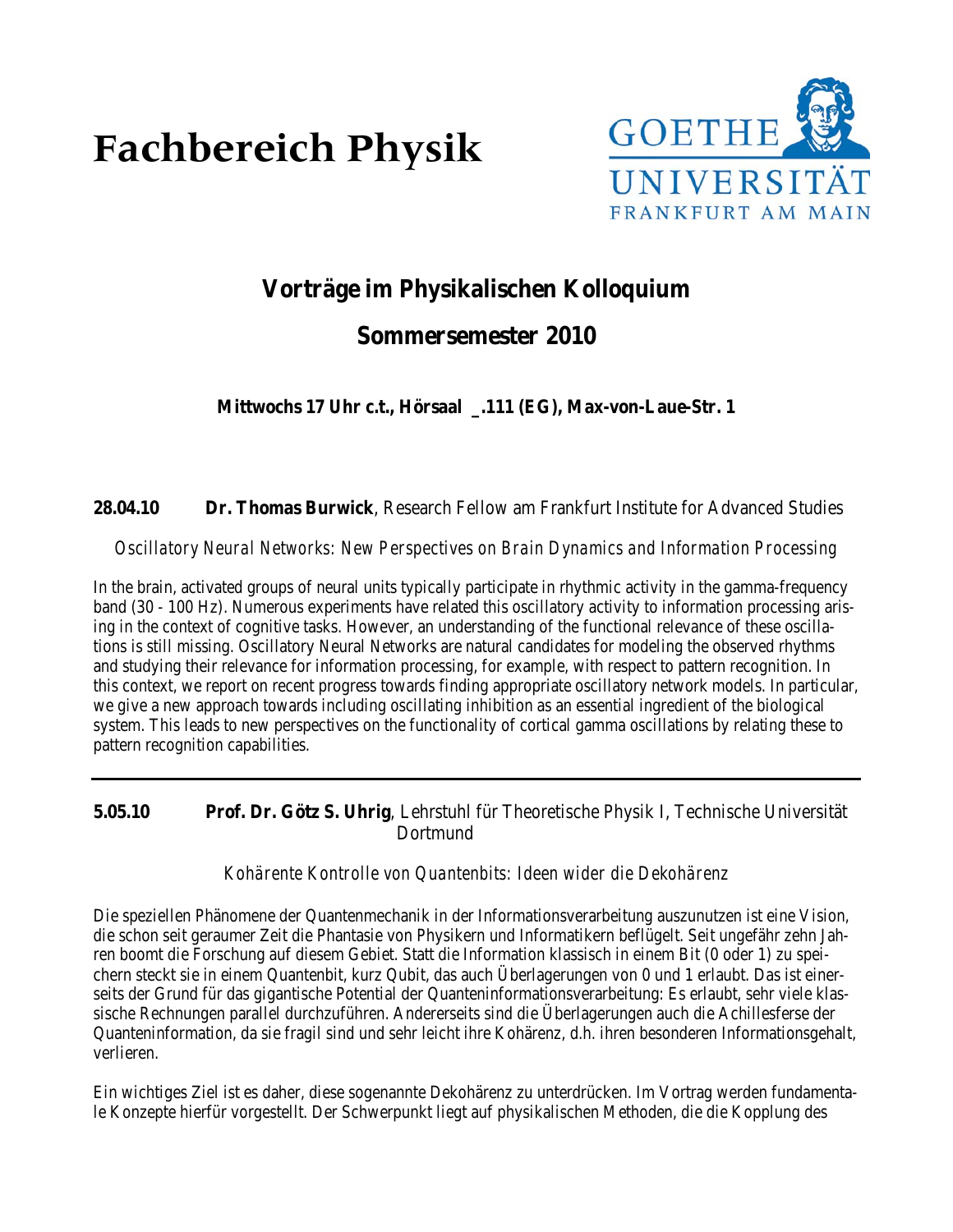# Fachbereich Physik

GOETHE UNIVERSITÄT FRANKFURT AM MAIN

## Vorträge im Physikalischen Kolloquium

## Sommersemester 2010

**Mittwochs 17 Uhr c.t., Hörsaal _.111 (EG), Max-von-Laue-Str. 1**

**28.04.10** **Dr. Thomas Burwick**, Research Fellow am Frankfurt Institute for Advanced Studies

*Oscillatory Neural Networks: New Perspectives on Brain Dynamics and Information Processing*

In the brain, activated groups of neural units typically participate in rhythmic activity in the gamma-frequency band (30 - 100 Hz). Numerous experiments have related this oscillatory activity to information processing arising in the context of cognitive tasks. However, an understanding of the functional relevance of these oscillations is still missing. Oscillatory Neural Networks are natural candidates for modeling the observed rhythms and studying their relevance for information processing, for example, with respect to pattern recognition. In this context, we report on recent progress towards finding appropriate oscillatory network models. In particular, we give a new approach towards including oscillating inhibition as an essential ingredient of the biological system. This leads to new perspectives on the functionality of cortical gamma oscillations by relating these to pattern recognition capabilities.

---

**5.05.10** **Prof. Dr. Götz S. Uhrig**, Lehrstuhl für Theoretische Physik I, Technische Universität Dortmund

*Kohärente Kontrolle von Quantenbits: Ideen wider die Dekohärenz*

Die speziellen Phänomene der Quantenmechanik in der Informationsverarbeitung auszunutzen ist eine Vision, die schon seit geraumer Zeit die Phantasie von Physikern und Informatikern beflügelt. Seit ungefähr zehn Jahren boomt die Forschung auf diesem Gebiet. Statt die Information klassisch in einem Bit (0 oder 1) zu speichern steckt sie in einem Quantenbit, kurz Qubit, das auch Überlagerungen von 0 und 1 erlaubt. Das ist einerseits der Grund für das gigantische Potential der Quanteninformationsverarbeitung: Es erlaubt, sehr viele klassische Rechnungen parallel durchzuführen. Andererseits sind die Überlagerungen auch die Achillesferse der Quanteninformation, da sie fragil sind und sehr leicht ihre Kohärenz, d.h. ihren besonderen Informationsgehalt, verlieren.

Ein wichtiges Ziel ist es daher, diese sogenannte Dekohärenz zu unterdrücken. Im Vortrag werden fundamentale Konzepte hierfür vorgestellt. Der Schwerpunkt liegt auf physikalischen Methoden, die die Kopplung des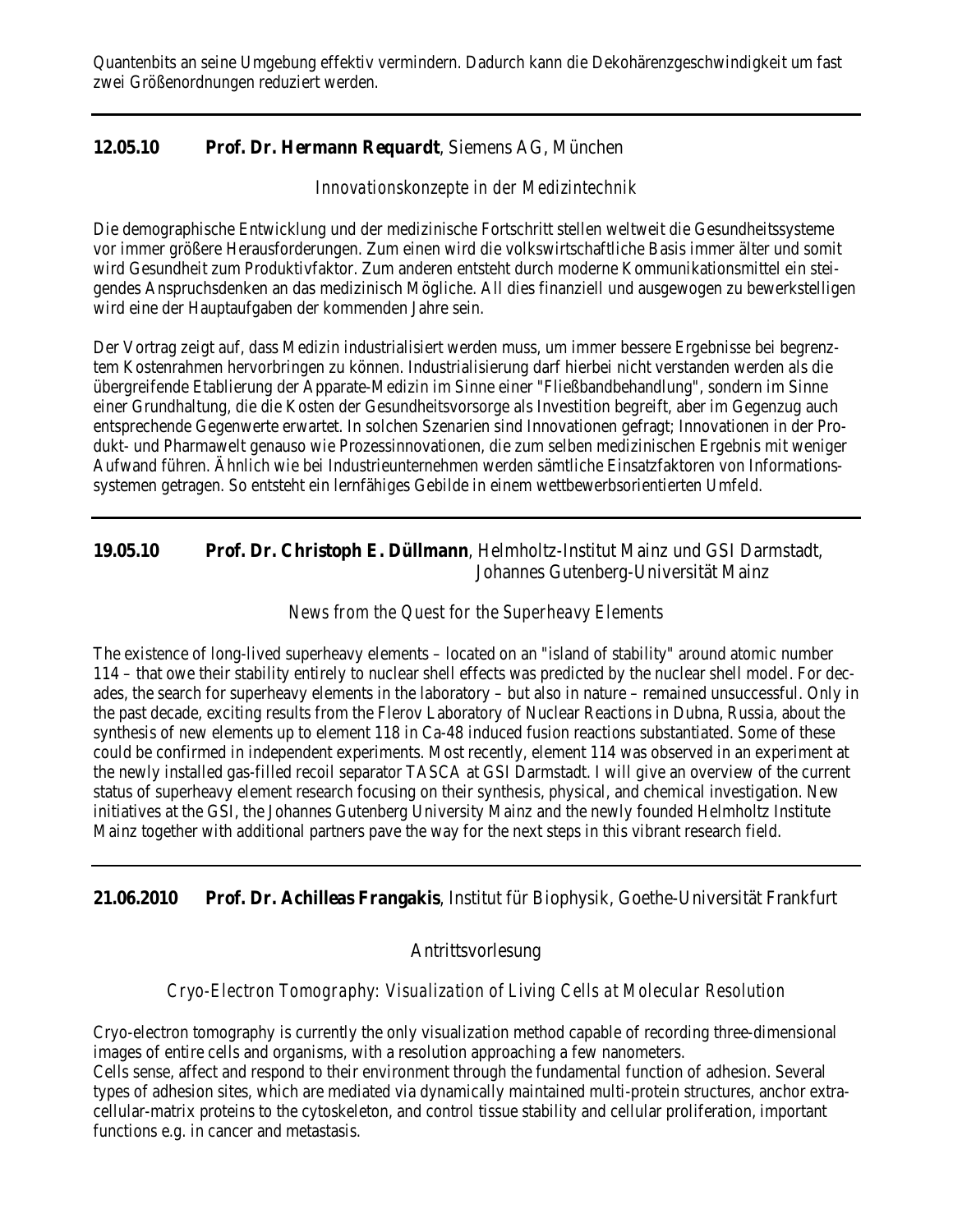Quantenbits an seine Umgebung effektiv vermindern. Dadurch kann die Dekohärenzgeschwindigkeit um fast zwei Größenordnungen reduziert werden.

---

**12.05.10** **Prof. Dr. Hermann Requardt**, Siemens AG, München

*Innovationskonzepte in der Medizintechnik*

Die demographische Entwicklung und der medizinische Fortschritt stellen weltweit die Gesundheitssysteme vor immer größere Herausforderungen. Zum einen wird die volkswirtschaftliche Basis immer älter und somit wird Gesundheit zum Produktivfaktor. Zum anderen entsteht durch moderne Kommunikationsmittel ein steigendes Anspruchsdenken an das medizinisch Mögliche. All dies finanziell und ausgewogen zu bewerkstelligen wird eine der Hauptaufgaben der kommenden Jahre sein.

Der Vortrag zeigt auf, dass Medizin industrialisiert werden muss, um immer bessere Ergebnisse bei begrenztem Kostenrahmen hervorbringen zu können. Industrialisierung darf hierbei nicht verstanden werden als die übergreifende Etablierung der Apparate-Medizin im Sinne einer "Fließbandbehandlung", sondern im Sinne einer Grundhaltung, die die Kosten der Gesundheitsvorsorge als Investition begreift, aber im Gegenzug auch entsprechende Gegenwerte erwartet. In solchen Szenarien sind Innovationen gefragt; Innovationen in der Produkt- und Pharmawelt genauso wie Prozessinnovationen, die zum selben medizinischen Ergebnis mit weniger Aufwand führen. Ähnlich wie bei Industrieunternehmen werden sämtliche Einsatzfaktoren von Informationssystemen getragen. So entsteht ein lernfähiges Gebilde in einem wettbewerbsorientierten Umfeld.

---

**19.05.10** **Prof. Dr. Christoph E. Düllmann**, Helmholtz-Institut Mainz und GSI Darmstadt, Johannes Gutenberg-Universität Mainz

*News from the Quest for the Superheavy Elements*

The existence of long-lived superheavy elements – located on an "island of stability" around atomic number 114 – that owe their stability entirely to nuclear shell effects was predicted by the nuclear shell model. For decades, the search for superheavy elements in the laboratory – but also in nature – remained unsuccessful. Only in the past decade, exciting results from the Flerov Laboratory of Nuclear Reactions in Dubna, Russia, about the synthesis of new elements up to element 118 in Ca-48 induced fusion reactions substantiated. Some of these could be confirmed in independent experiments. Most recently, element 114 was observed in an experiment at the newly installed gas-filled recoil separator TASCA at GSI Darmstadt. I will give an overview of the current status of superheavy element research focusing on their synthesis, physical, and chemical investigation. New initiatives at the GSI, the Johannes Gutenberg University Mainz and the newly founded Helmholtz Institute Mainz together with additional partners pave the way for the next steps in this vibrant research field.

---

**21.06.2010** **Prof. Dr. Achilleas Frangakis**, Institut für Biophysik, Goethe-Universität Frankfurt

Antrittsvorlesung

*Cryo-Electron Tomography: Visualization of Living Cells at Molecular Resolution*

Cryo-electron tomography is currently the only visualization method capable of recording three-dimensional images of entire cells and organisms, with a resolution approaching a few nanometers.
Cells sense, affect and respond to their environment through the fundamental function of adhesion. Several types of adhesion sites, which are mediated via dynamically maintained multi-protein structures, anchor extracellular-matrix proteins to the cytoskeleton, and control tissue stability and cellular proliferation, important functions e.g. in cancer and metastasis.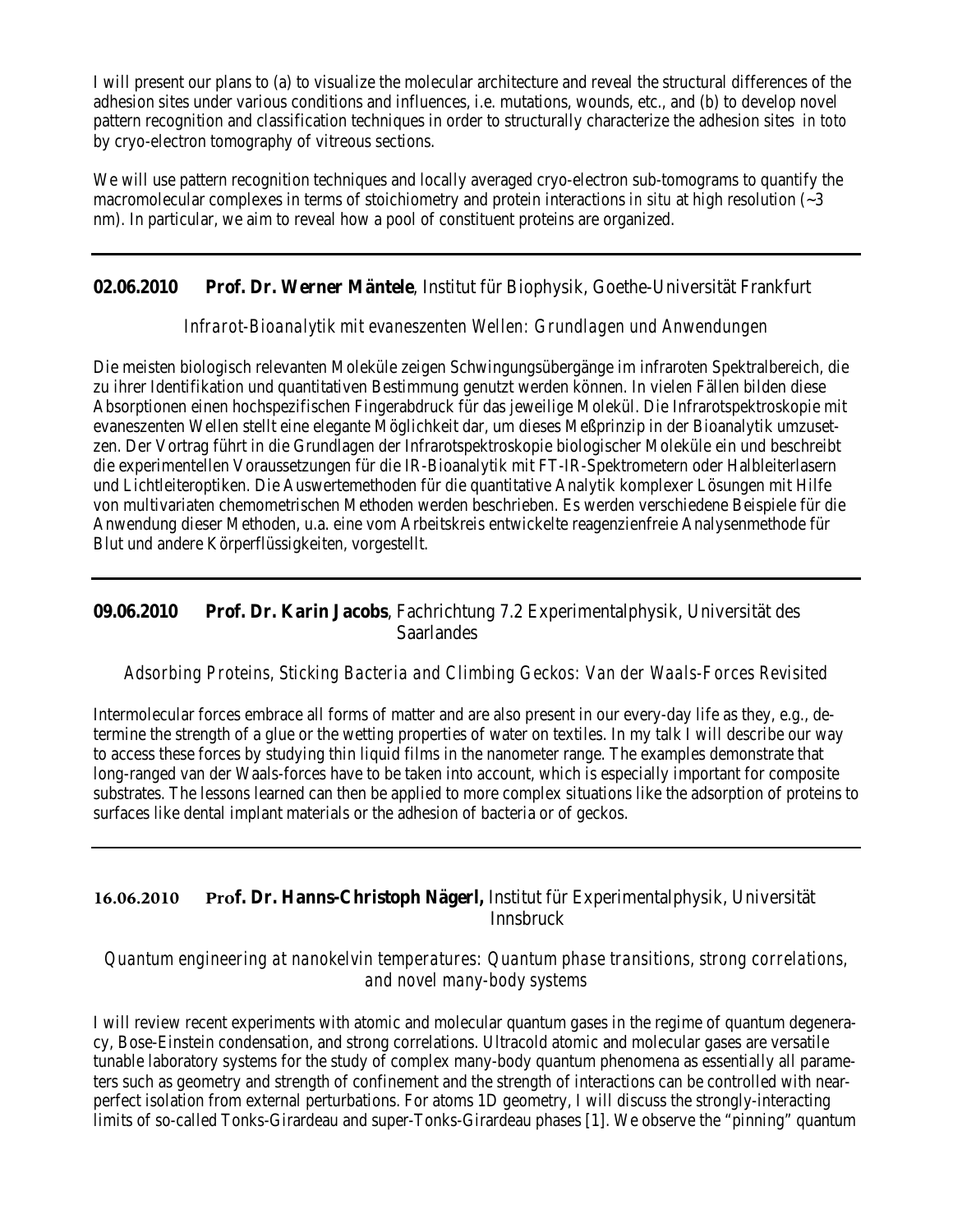I will present our plans to (a) to visualize the molecular architecture and reveal the structural differences of the adhesion sites under various conditions and influences, i.e. mutations, wounds, etc., and (b) to develop novel pattern recognition and classification techniques in order to structurally characterize the adhesion sites *in toto* by cryo-electron tomography of vitreous sections.

We will use pattern recognition techniques and locally averaged cryo-electron sub-tomograms to quantify the macromolecular complexes in terms of stoichiometry and protein interactions *in situ* at high resolution (~3 nm). In particular, we aim to reveal how a pool of constituent proteins are organized.

---

**02.06.2010 Prof. Dr. Werner Mäntele**, Institut für Biophysik, Goethe-Universität Frankfurt

*Infrarot-Bioanalytik mit evaneszenten Wellen: Grundlagen und Anwendungen*

Die meisten biologisch relevanten Moleküle zeigen Schwingungsübergänge im infraroten Spektralbereich, die zu ihrer Identifikation und quantitativen Bestimmung genutzt werden können. In vielen Fällen bilden diese Absorptionen einen hochspezifischen Fingerabdruck für das jeweilige Molekül. Die Infrarotspektroskopie mit evaneszenten Wellen stellt eine elegante Möglichkeit dar, um dieses Meßprinzip in der Bioanalytik umzusetzen. Der Vortrag führt in die Grundlagen der Infrarotspektroskopie biologischer Moleküle ein und beschreibt die experimentellen Voraussetzungen für die IR-Bioanalytik mit FT-IR-Spektrometern oder Halbleiterlasern und Lichtleiteroptiken. Die Auswertemethoden für die quantitative Analytik komplexer Lösungen mit Hilfe von multivariaten chemometrischen Methoden werden beschrieben. Es werden verschiedene Beispiele für die Anwendung dieser Methoden, u.a. eine vom Arbeitskreis entwickelte reagenzienfreie Analysenmethode für Blut und andere Körperflüssigkeiten, vorgestellt.

---

**09.06.2010 Prof. Dr. Karin Jacobs**, Fachrichtung 7.2 Experimentalphysik, Universität des Saarlandes

*Adsorbing Proteins, Sticking Bacteria and Climbing Geckos: Van der Waals-Forces Revisited*

Intermolecular forces embrace all forms of matter and are also present in our every-day life as they, e.g., determine the strength of a glue or the wetting properties of water on textiles. In my talk I will describe our way to access these forces by studying thin liquid films in the nanometer range. The examples demonstrate that long-ranged van der Waals-forces have to be taken into account, which is especially important for composite substrates. The lessons learned can then be applied to more complex situations like the adsorption of proteins to surfaces like dental implant materials or the adhesion of bacteria or of geckos.

---

**16.06.2010 Prof. Dr. Hanns-Christoph Nägerl,** Institut für Experimentalphysik, Universität Innsbruck

*Quantum engineering at nanokelvin temperatures: Quantum phase transitions, strong correlations, and novel many-body systems*

I will review recent experiments with atomic and molecular quantum gases in the regime of quantum degeneracy, Bose-Einstein condensation, and strong correlations. Ultracold atomic and molecular gases are versatile tunable laboratory systems for the study of complex many-body quantum phenomena as essentially all parameters such as geometry and strength of confinement and the strength of interactions can be controlled with near-perfect isolation from external perturbations. For atoms 1D geometry, I will discuss the strongly-interacting limits of so-called Tonks-Girardeau and super-Tonks-Girardeau phases [1]. We observe the "pinning" quantum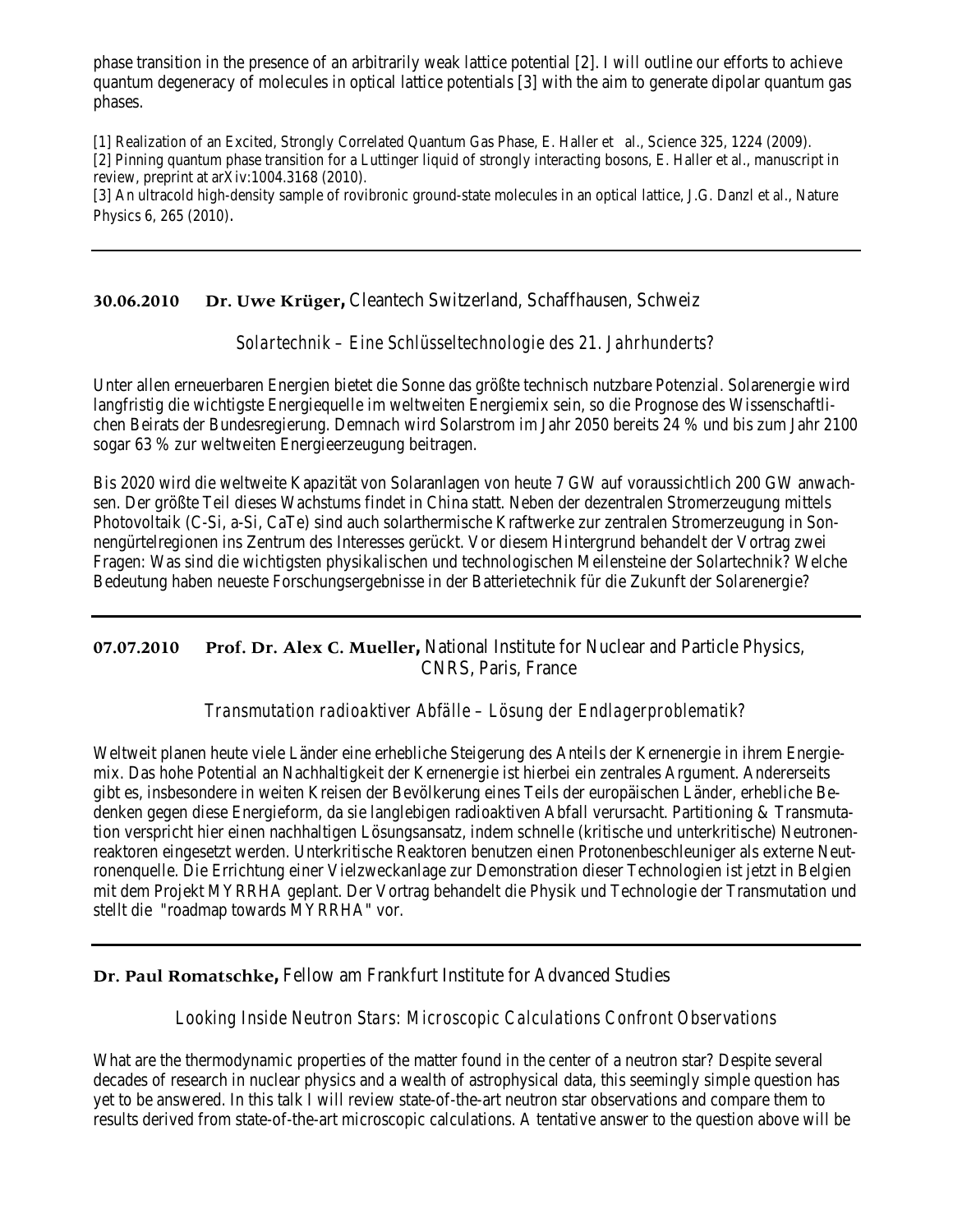phase transition in the presence of an arbitrarily weak lattice potential [2]. I will outline our efforts to achieve quantum degeneracy of molecules in optical lattice potentials [3] with the aim to generate dipolar quantum gas phases.

[1] Realization of an Excited, Strongly Correlated Quantum Gas Phase, E. Haller et al., Science 325, 1224 (2009).
[2] Pinning quantum phase transition for a Luttinger liquid of strongly interacting bosons, E. Haller et al., manuscript in review, preprint at arXiv:1004.3168 (2010).
[3] An ultracold high-density sample of rovibronic ground-state molecules in an optical lattice, J.G. Danzl et al., Nature Physics 6, 265 (2010).

---

**30.06.2010 Dr. Uwe Krüger,** Cleantech Switzerland, Schaffhausen, Schweiz

*Solartechnik – Eine Schlüsseltechnologie des 21. Jahrhunderts?*

Unter allen erneuerbaren Energien bietet die Sonne das größte technisch nutzbare Potenzial. Solarenergie wird langfristig die wichtigste Energiequelle im weltweiten Energiemix sein, so die Prognose des Wissenschaftlichen Beirats der Bundesregierung. Demnach wird Solarstrom im Jahr 2050 bereits 24 % und bis zum Jahr 2100 sogar 63 % zur weltweiten Energieerzeugung beitragen.

Bis 2020 wird die weltweite Kapazität von Solaranlagen von heute 7 GW auf voraussichtlich 200 GW anwachsen. Der größte Teil dieses Wachstums findet in China statt. Neben der dezentralen Stromerzeugung mittels Photovoltaik (C-Si, a-Si, CaTe) sind auch solarthermische Kraftwerke zur zentralen Stromerzeugung in Sonnengürtelregionen ins Zentrum des Interesses gerückt. Vor diesem Hintergrund behandelt der Vortrag zwei Fragen: Was sind die wichtigsten physikalischen und technologischen Meilensteine der Solartechnik? Welche Bedeutung haben neueste Forschungsergebnisse in der Batterietechnik für die Zukunft der Solarenergie?

---

**07.07.2010 Prof. Dr. Alex C. Mueller,** National Institute for Nuclear and Particle Physics, CNRS, Paris, France

*Transmutation radioaktiver Abfälle – Lösung der Endlagerproblematik?*

Weltweit planen heute viele Länder eine erhebliche Steigerung des Anteils der Kernenergie in ihrem Energiemix. Das hohe Potential an Nachhaltigkeit der Kernenergie ist hierbei ein zentrales Argument. Andererseits gibt es, insbesondere in weiten Kreisen der Bevölkerung eines Teils der europäischen Länder, erhebliche Bedenken gegen diese Energieform, da sie langlebigen radioaktiven Abfall verursacht. Partitioning & Transmutation verspricht hier einen nachhaltigen Lösungsansatz, indem schnelle (kritische und unterkritische) Neutronenreaktoren eingesetzt werden. Unterkritische Reaktoren benutzen einen Protonenbeschleuniger als externe Neutronenquelle. Die Errichtung einer Vielzweckanlage zur Demonstration dieser Technologien ist jetzt in Belgien mit dem Projekt MYRRHA geplant. Der Vortrag behandelt die Physik und Technologie der Transmutation und stellt die "roadmap towards MYRRHA" vor.

---

**Dr. Paul Romatschke,** Fellow am Frankfurt Institute for Advanced Studies

*Looking Inside Neutron Stars: Microscopic Calculations Confront Observations*

What are the thermodynamic properties of the matter found in the center of a neutron star? Despite several decades of research in nuclear physics and a wealth of astrophysical data, this seemingly simple question has yet to be answered. In this talk I will review state-of-the-art neutron star observations and compare them to results derived from state-of-the-art microscopic calculations. A tentative answer to the question above will be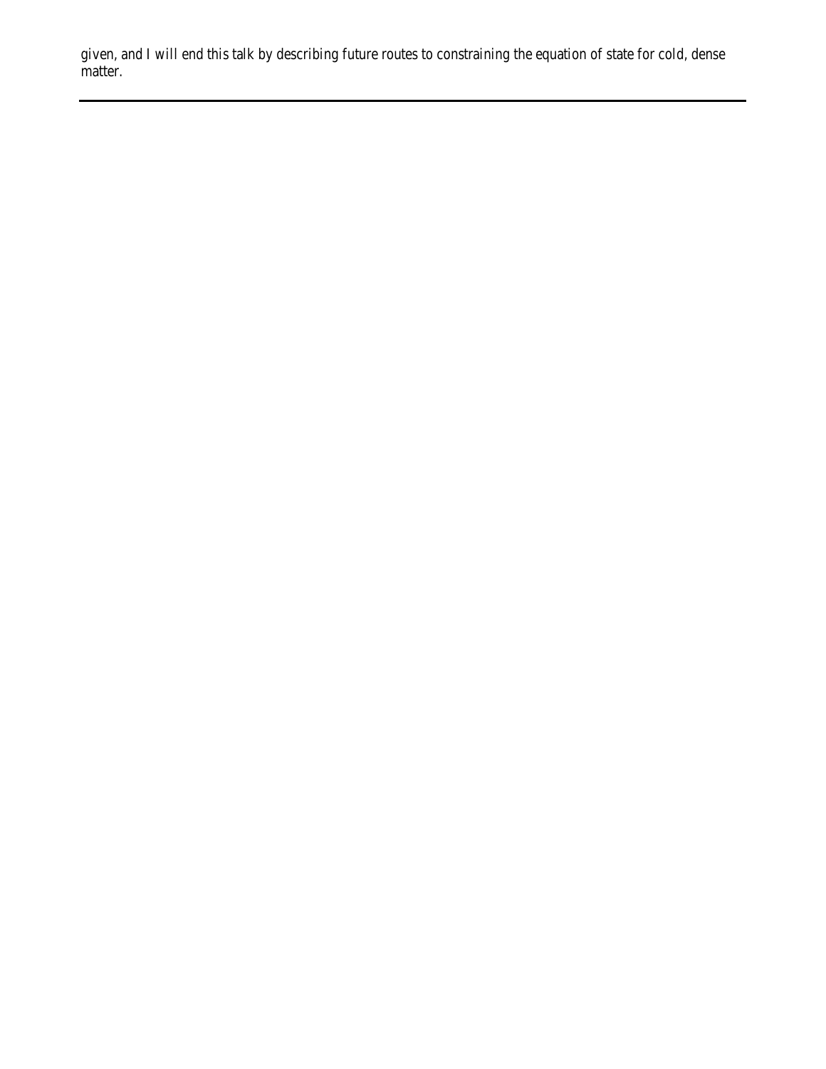given, and I will end this talk by describing future routes to constraining the equation of state for cold, dense matter.

---